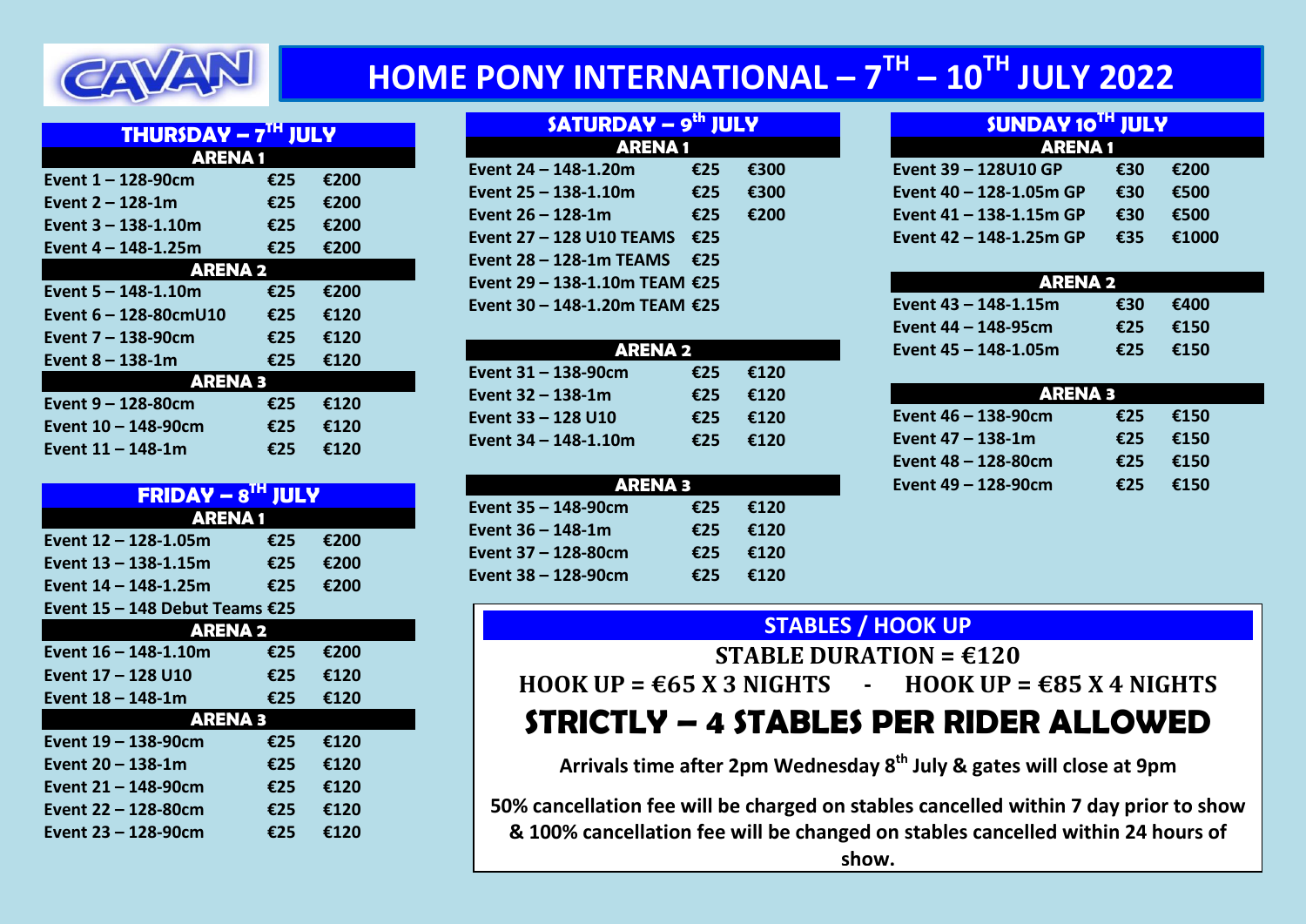# CAVAN HOME PONY INTERNATIONAL – 7TH – 10TH JULY 2022

## THURSDAY – 7TH JULY

| ARENA 1 | | |
|---|---|---|
| Event 1 – 128-90cm | €25 | €200 |
| Event 2 – 128-1m | €25 | €200 |
| Event 3 – 138-1.10m | €25 | €200 |
| Event 4 – 148-1.25m | €25 | €200 |
| **ARENA 2** | | |
| Event 5 – 148-1.10m | €25 | €200 |
| Event 6 – 128-80cmU10 | €25 | €120 |
| Event 7 – 138-90cm | €25 | €120 |
| Event 8 – 138-1m | €25 | €120 |
| **ARENA 3** | | |
| Event 9 – 128-80cm | €25 | €120 |
| Event 10 – 148-90cm | €25 | €120 |
| Event 11 – 148-1m | €25 | €120 |

## FRIDAY – 8TH JULY

| ARENA 1 | | |
|---|---|---|
| Event 12 – 128-1.05m | €25 | €200 |
| Event 13 – 138-1.15m | €25 | €200 |
| Event 14 – 148-1.25m | €25 | €200 |
| Event 15 – 148 Debut Teams | €25 | |
| **ARENA 2** | | |
| Event 16 – 148-1.10m | €25 | €200 |
| Event 17 – 128 U10 | €25 | €120 |
| Event 18 – 148-1m | €25 | €120 |
| **ARENA 3** | | |
| Event 19 – 138-90cm | €25 | €120 |
| Event 20 – 138-1m | €25 | €120 |
| Event 21 – 148-90cm | €25 | €120 |
| Event 22 – 128-80cm | €25 | €120 |
| Event 23 – 128-90cm | €25 | €120 |

## SATURDAY – 9th JULY

| ARENA 1 | | |
|---|---|---|
| Event 24 – 148-1.20m | €25 | €300 |
| Event 25 – 138-1.10m | €25 | €300 |
| Event 26 – 128-1m | €25 | €200 |
| Event 27 – 128 U10 TEAMS | €25 | |
| Event 28 – 128-1m TEAMS | €25 | |
| Event 29 – 138-1.10m TEAM | €25 | |
| Event 30 – 148-1.20m TEAM | €25 | |
| **ARENA 2** | | |
| Event 31 – 138-90cm | €25 | €120 |
| Event 32 – 138-1m | €25 | €120 |
| Event 33 – 128 U10 | €25 | €120 |
| Event 34 – 148-1.10m | €25 | €120 |
| **ARENA 3** | | |
| Event 35 – 148-90cm | €25 | €120 |
| Event 36 – 148-1m | €25 | €120 |
| Event 37 – 128-80cm | €25 | €120 |
| Event 38 – 128-90cm | €25 | €120 |

## SUNDAY 10TH JULY

| ARENA 1 | | |
|---|---|---|
| Event 39 – 128U10 GP | €30 | €200 |
| Event 40 – 128-1.05m GP | €30 | €500 |
| Event 41 – 138-1.15m GP | €30 | €500 |
| Event 42 – 148-1.25m GP | €35 | €1000 |
| **ARENA 2** | | |
| Event 43 – 148-1.15m | €30 | €400 |
| Event 44 – 148-95cm | €25 | €150 |
| Event 45 – 148-1.05m | €25 | €150 |
| **ARENA 3** | | |
| Event 46 – 138-90cm | €25 | €150 |
| Event 47 – 138-1m | €25 | €150 |
| Event 48 – 128-80cm | €25 | €150 |
| Event 49 – 128-90cm | €25 | €150 |

## STABLES / HOOK UP

**STABLE DURATION = €120**

**HOOK UP = €65 X 3 NIGHTS - HOOK UP = €85 X 4 NIGHTS**

**STRICTLY – 4 STABLES PER RIDER ALLOWED**

**Arrivals time after 2pm Wednesday 8th July & gates will close at 9pm**

**50% cancellation fee will be charged on stables cancelled within 7 day prior to show & 100% cancellation fee will be changed on stables cancelled within 24 hours of show.**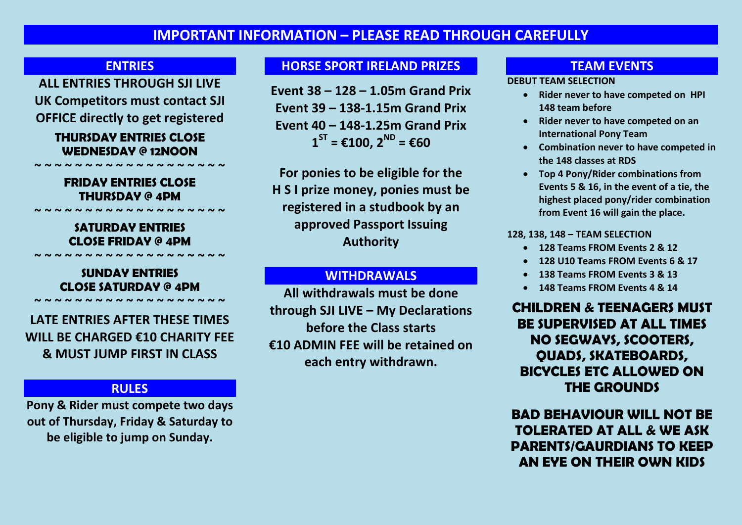# IMPORTANT INFORMATION – PLEASE READ THROUGH CAREFULLY

## ENTRIES

**ALL ENTRIES THROUGH SJI LIVE**
**UK Competitors must contact SJI OFFICE directly to get registered**

**THURSDAY ENTRIES CLOSE WEDNESDAY @ 12NOON**

~ ~ ~ ~ ~ ~ ~ ~ ~ ~ ~ ~ ~ ~ ~ ~ ~ ~ ~ ~

**FRIDAY ENTRIES CLOSE THURSDAY @ 4PM**

~ ~ ~ ~ ~ ~ ~ ~ ~ ~ ~ ~ ~ ~ ~ ~ ~ ~ ~ ~

**SATURDAY ENTRIES CLOSE FRIDAY @ 4PM**

~ ~ ~ ~ ~ ~ ~ ~ ~ ~ ~ ~ ~ ~ ~ ~ ~ ~ ~ ~

**SUNDAY ENTRIES CLOSE SATURDAY @ 4PM**

~ ~ ~ ~ ~ ~ ~ ~ ~ ~ ~ ~ ~ ~ ~ ~ ~ ~ ~ ~

**LATE ENTRIES AFTER THESE TIMES WILL BE CHARGED €10 CHARITY FEE & MUST JUMP FIRST IN CLASS**

## RULES

**Pony & Rider must compete two days out of Thursday, Friday & Saturday to be eligible to jump on Sunday.**

## HORSE SPORT IRELAND PRIZES

**Event 38 – 128 – 1.05m Grand Prix**
**Event 39 – 138-1.15m Grand Prix**
**Event 40 – 148-1.25m Grand Prix**
**1ST = €100, 2ND = €60**

**For ponies to be eligible for the H S I prize money, ponies must be registered in a studbook by an approved Passport Issuing Authority**

## WITHDRAWALS

**All withdrawals must be done through SJI LIVE – My Declarations before the Class starts**
**€10 ADMIN FEE will be retained on each entry withdrawn.**

## TEAM EVENTS

**DEBUT TEAM SELECTION**

- Rider never to have competed on HPI 148 team before
- Rider never to have competed on an International Pony Team
- Combination never to have competed in the 148 classes at RDS
- Top 4 Pony/Rider combinations from Events 5 & 16, in the event of a tie, the highest placed pony/rider combination from Event 16 will gain the place.

**128, 138, 148 – TEAM SELECTION**

- 128 Teams FROM Events 2 & 12
- 128 U10 Teams FROM Events 6 & 17
- 138 Teams FROM Events 3 & 13
- 148 Teams FROM Events 4 & 14

**CHILDREN & TEENAGERS MUST BE SUPERVISED AT ALL TIMES NO SEGWAYS, SCOOTERS, QUADS, SKATEBOARDS, BICYCLES ETC ALLOWED ON THE GROUNDS**

**BAD BEHAVIOUR WILL NOT BE TOLERATED AT ALL & WE ASK PARENTS/GAURDIANS TO KEEP AN EYE ON THEIR OWN KIDS**